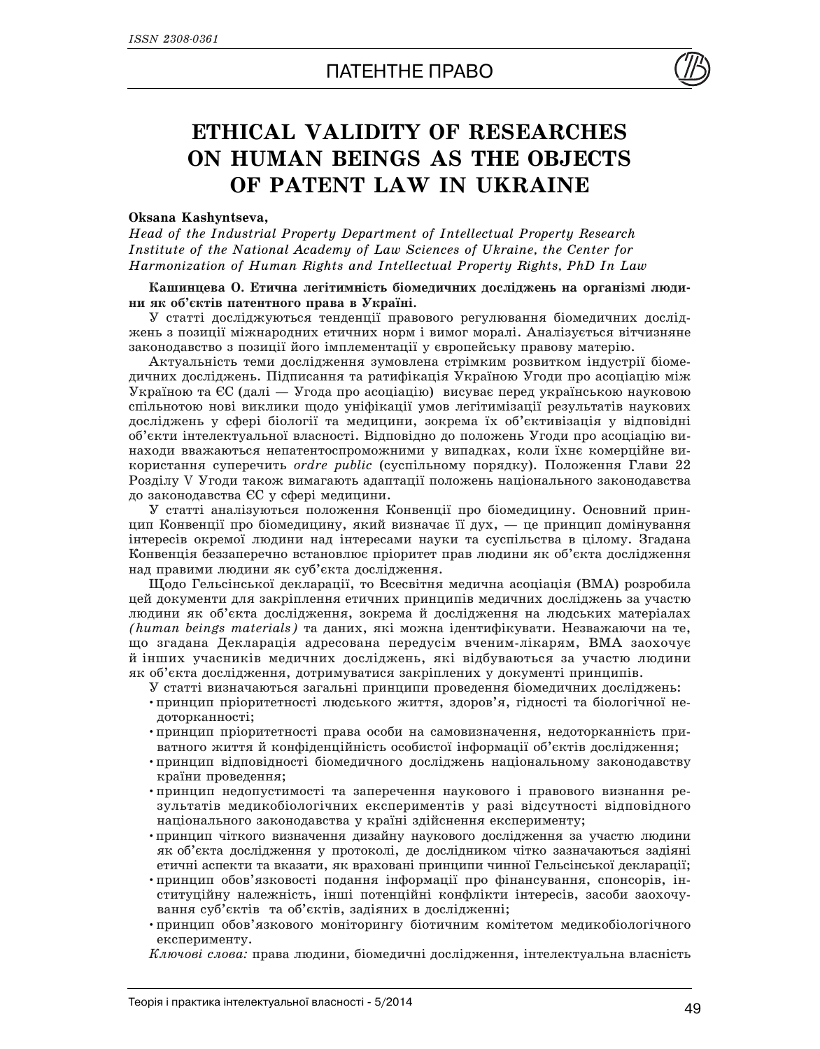# ETHICAL VALIDITY OF RESEARCHES ON HUMAN BEINGS AS THE OBJECTS OF PATENT LAW IN UKRAINE

**Oksana Kashyntseva,**

*Head of the Industrial Property Department of Intellectual Property Research Institute of the National Academy of Law Sciences of Ukraine, the Center for Harmonization of Human Rights and Intellectual Property Rights, PhD In Law*

**Кашинцева О. Етична легітимність біомедичних досліджень на організмі людини як об'єктів патентного права в Україні.**

У статті досліджуються тенденції правового регулювання біомедичних досліджень з позиції міжнародних етичних норм і вимог моралі. Аналізується вітчизняне законодавство з позиції його імплементації у європейську правову матерію.

Актуальність теми дослідження зумовлена стрімким розвитком індустрії біомедичних досліджень. Підписання та ратифікація Україною Угоди про асоціацію між Україною та ЄС (далі — Угода про асоціацію) висуває перед українською науковою спільнотою нові виклики щодо уніфікації умов легітимізації результатів наукових досліджень у сфері біології та медицини, зокрема їх об'єктивізація у відповідні об'єкти інтелектуальної власності. Відповідно до положень Угоди про асоціацію винаходи вважаються непатентоспроможними у випадках, коли їхнє комерційне використання суперечить *ordre public* (суспільному порядку). Положення Глави 22 Розділу V Угоди також вимагають адаптації положень національного законодавства до законодавства ЄС у сфері медицини.

У статті аналізуються положення Конвенції про біомедицину. Основний принцип Конвенції про біомедицину, який визначає її дух, — це принцип домінування інтересів окремої людини над інтересами науки та суспільства в цілому. Згадана Конвенція беззаперечно встановлює пріоритет прав людини як об'єкта дослідження над правами людини як суб'єкта дослідження.

Щодо Гельсінської декларації, то Всесвітня медична асоціація (ВМА) розробила цей документи для закріплення етичних принципів медичних досліджень за участю людини як об'єкта дослідження, зокрема й дослідження на людських матеріалах *(human beings materials)* та даних, які можна ідентифікувати. Незважаючи на те, що згадана Декларація адресована передусім вченим-лікарям, ВМА заохочує й інших учасників медичних досліджень, які відбуваються за участю людини як об'єкта дослідження, дотримуватися закріплених у документі принципів.

У статті визначаються загальні принципи проведення біомедичних досліджень:

- принцип пріоритетності людського життя, здоров'я, гідності та біологічної недоторканності;
- принцип пріоритетності права особи на самовизначення, недоторканність приватного життя й конфіденційність особистої інформації об'єктів дослідження;
- принцип відповідності біомедичного досліджень національному законодавству країни проведення;
- принцип недопустимості та заперечення наукового і правового визнання результатів медикобіологічних експериментів у разі відсутності відповідного національного законодавства у країні здійснення експерименту;
- принцип чіткого визначення дизайну наукового дослідження за участю людини як об'єкта дослідження у протоколі, де дослідником чітко зазначаються задіяні етичні аспекти та вказати, як враховані принципи чинної Гельсінської декларації;
- принцип обов'язковості подання інформації про фінансування, спонсорів, інституційну належність, інші потенційні конфлікти інтересів, засоби заохочування суб'єктів та об'єктів, задіяних в дослідженні;
- принцип обов'язкового моніторингу біотичним комітетом медикобіологічного експерименту.

*Ключові слова:* права людини, біомедичні дослідження, інтелектуальна власність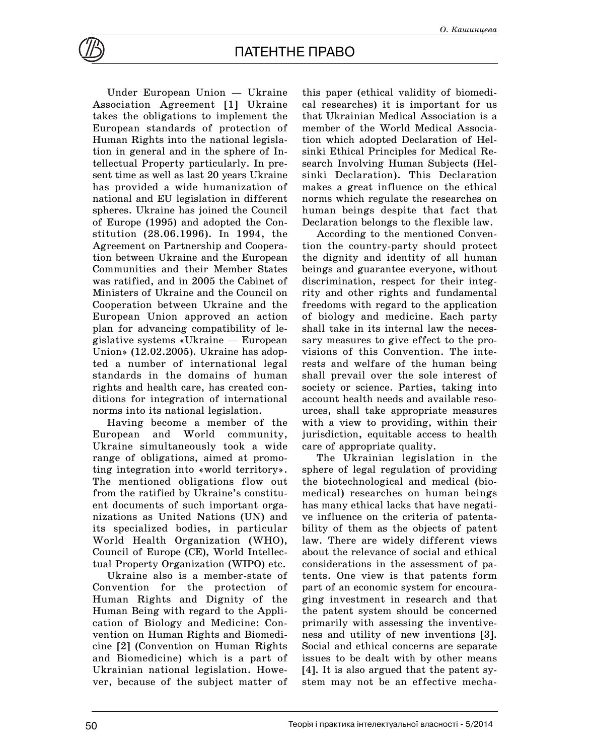Under European Union — Ukraine Association Agreement [1] Ukraine takes the obligations to implement the European standards of protection of Human Rights into the national legislation in general and in the sphere of Intellectual Property particularly. In present time as well as last 20 years Ukraine has provided a wide humanization of national and EU legislation in different spheres. Ukraine has joined the Council of Europe (1995) and adopted the Constitution (28.06.1996). In 1994, the Agreement on Partnership and Cooperation between Ukraine and the European Communities and their Member States was ratified, and in 2005 the Cabinet of Ministers of Ukraine and the Council on Cooperation between Ukraine and the European Union approved an action plan for advancing compatibility of legislative systems «Ukraine — European Union» (12.02.2005). Ukraine has adopted a number of international legal standards in the domains of human rights and health care, has created conditions for integration of international norms into its national legislation.

Having become a member of the European and World community, Ukraine simultaneously took a wide range of obligations, aimed at promoting integration into «world territory». The mentioned obligations flow out from the ratified by Ukraine's constituent documents of such important organizations as United Nations (UN) and its specialized bodies, in particular World Health Organization (WHO), Council of Europe (CE), World Intellectual Property Organization (WIPO) etc.

Ukraine also is a member-state of Convention for the protection of Human Rights and Dignity of the Human Being with regard to the Application of Biology and Medicine: Convention on Human Rights and Biomedicine [2] (Convention on Human Rights and Biomedicine) which is a part of Ukrainian national legislation. However, because of the subject matter of this paper (ethical validity of biomedical researches) it is important for us that Ukrainian Medical Association is a member of the World Medical Association which adopted Declaration of Helsinki Ethical Principles for Medical Research Involving Human Subjects (Helsinki Declaration). This Declaration makes a great influence on the ethical norms which regulate the researches on human beings despite that fact that Declaration belongs to the flexible law.

According to the mentioned Convention the country-party should protect the dignity and identity of all human beings and guarantee everyone, without discrimination, respect for their integrity and other rights and fundamental freedoms with regard to the application of biology and medicine. Each party shall take in its internal law the necessary measures to give effect to the provisions of this Convention. The interests and welfare of the human being shall prevail over the sole interest of society or science. Parties, taking into account health needs and available resources, shall take appropriate measures with a view to providing, within their jurisdiction, equitable access to health care of appropriate quality.

The Ukrainian legislation in the sphere of legal regulation of providing the biotechnological and medical (biomedical) researches on human beings has many ethical lacks that have negative influence on the criteria of patentability of them as the objects of patent law. There are widely different views about the relevance of social and ethical considerations in the assessment of patents. One view is that patents form part of an economic system for encouraging investment in research and that the patent system should be concerned primarily with assessing the inventiveness and utility of new inventions [3]. Social and ethical concerns are separate issues to be dealt with by other means [4]. It is also argued that the patent system may not be an effective mecha-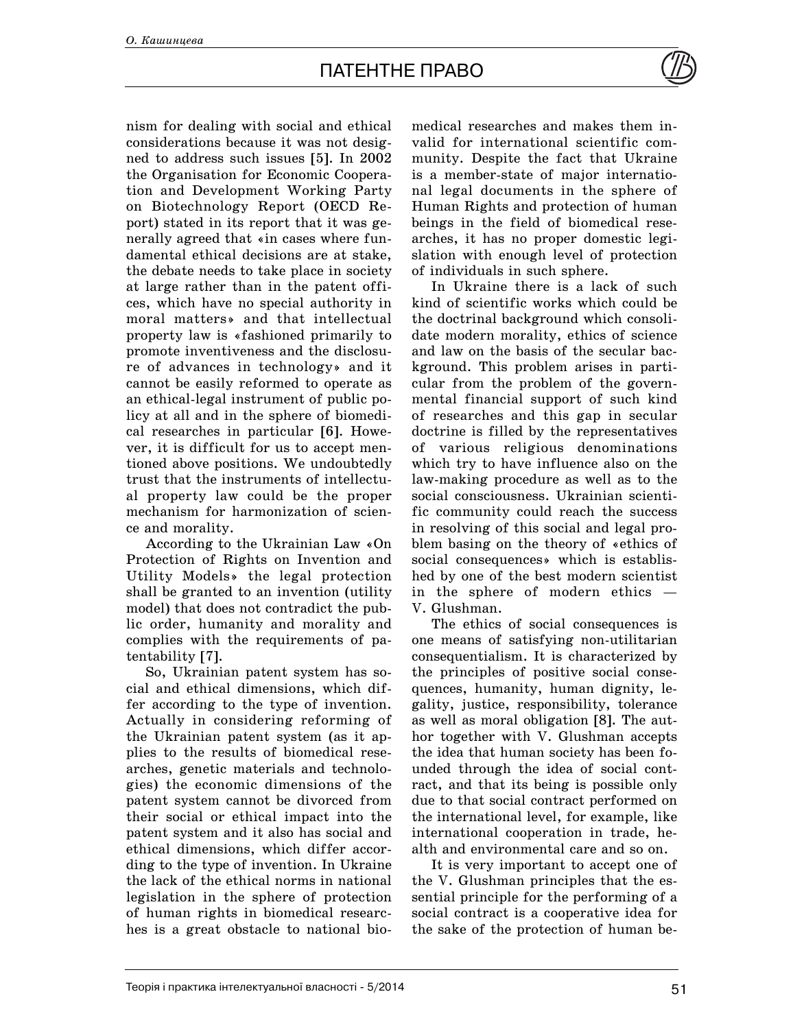nism for dealing with social and ethical considerations because it was not designed to address such issues [5]. In 2002 the Organisation for Economic Cooperation and Development Working Party on Biotechnology Report (OECD Report) stated in its report that it was generally agreed that «in cases where fundamental ethical decisions are at stake, the debate needs to take place in society at large rather than in the patent offices, which have no special authority in moral matters» and that intellectual property law is «fashioned primarily to promote inventiveness and the disclosure of advances in technology» and it cannot be easily reformed to operate as an ethical-legal instrument of public policy at all and in the sphere of biomedical researches in particular [6]. However, it is difficult for us to accept mentioned above positions. We undoubtedly trust that the instruments of intellectual property law could be the proper mechanism for harmonization of science and morality.

According to the Ukrainian Law «On Protection of Rights on Invention and Utility Models» the legal protection shall be granted to an invention (utility model) that does not contradict the public order, humanity and morality and complies with the requirements of patentability [7].

So, Ukrainian patent system has social and ethical dimensions, which differ according to the type of invention. Actually in considering reforming of the Ukrainian patent system (as it applies to the results of biomedical researches, genetic materials and technologies) the economic dimensions of the patent system cannot be divorced from their social or ethical impact into the patent system and it also has social and ethical dimensions, which differ according to the type of invention. In Ukraine the lack of the ethical norms in national legislation in the sphere of protection of human rights in biomedical researches is a great obstacle to national biomedical researches and makes them invalid for international scientific community. Despite the fact that Ukraine is a member-state of major international legal documents in the sphere of Human Rights and protection of human beings in the field of biomedical researches, it has no proper domestic legislation with enough level of protection of individuals in such sphere.

In Ukraine there is a lack of such kind of scientific works which could be the doctrinal background which consolidate modern morality, ethics of science and law on the basis of the secular background. This problem arises in particular from the problem of the governmental financial support of such kind of researches and this gap in secular doctrine is filled by the representatives of various religious denominations which try to have influence also on the law-making procedure as well as to the social consciousness. Ukrainian scientific community could reach the success in resolving of this social and legal problem basing on the theory of «ethics of social consequences» which is established by one of the best modern scientist in the sphere of modern ethics — V. Glushman.

The ethics of social consequences is one means of satisfying non-utilitarian consequentialism. It is characterized by the principles of positive social consequences, humanity, human dignity, legality, justice, responsibility, tolerance as well as moral obligation [8]. The author together with V. Glushman accepts the idea that human society has been founded through the idea of social contract, and that its being is possible only due to that social contract performed on the international level, for example, like international cooperation in trade, health and environmental care and so on.

It is very important to accept one of the V. Glushman principles that the essential principle for the performing of a social contract is a cooperative idea for the sake of the protection of human be-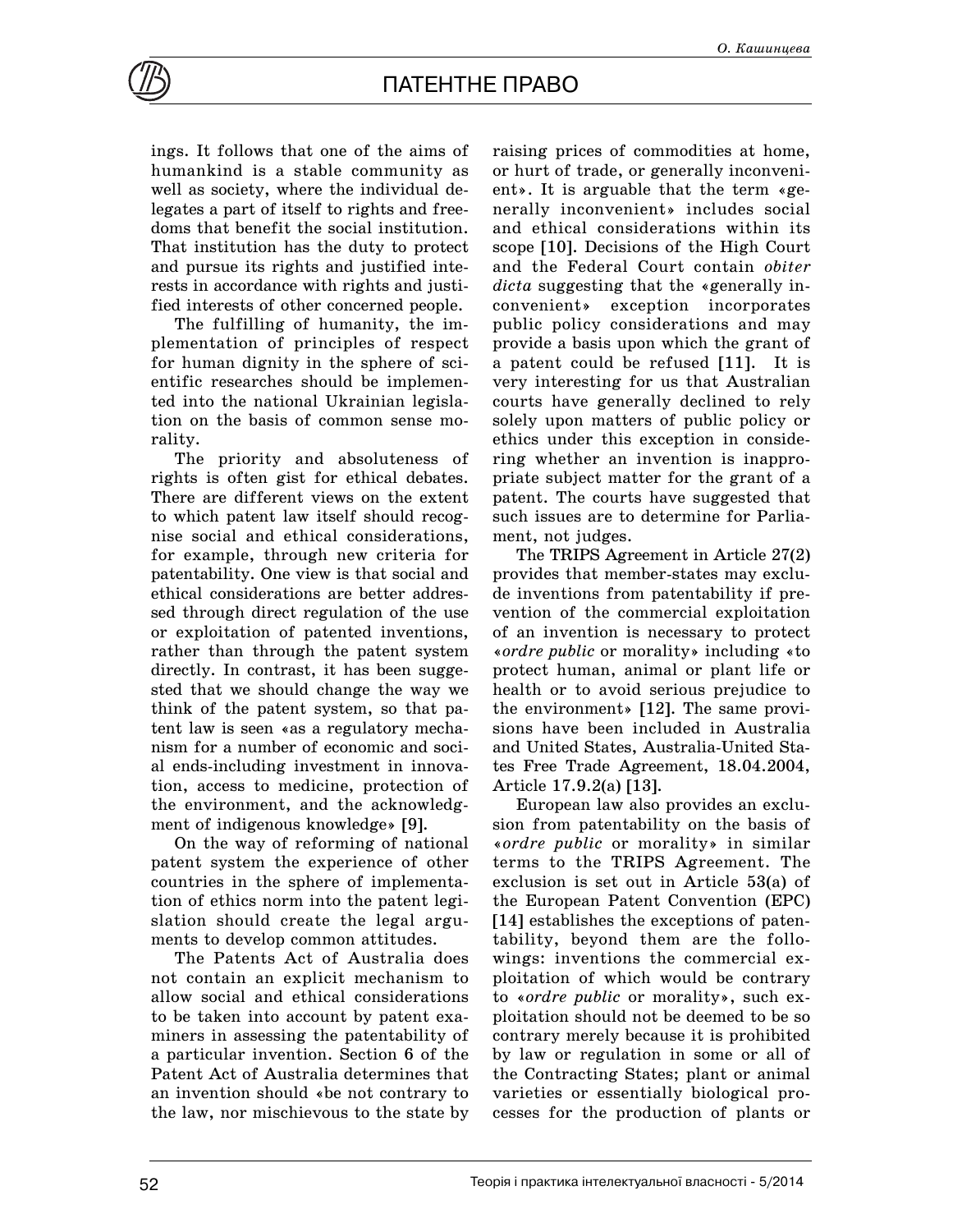ings. It follows that one of the aims of humankind is a stable community as well as society, where the individual delegates a part of itself to rights and freedoms that benefit the social institution. That institution has the duty to protect and pursue its rights and justified interests in accordance with rights and justified interests of other concerned people.

The fulfilling of humanity, the implementation of principles of respect for human dignity in the sphere of scientific researches should be implemented into the national Ukrainian legislation on the basis of common sense morality.

The priority and absoluteness of rights is often gist for ethical debates. There are different views on the extent to which patent law itself should recognise social and ethical considerations, for example, through new criteria for patentability. One view is that social and ethical considerations are better addressed through direct regulation of the use or exploitation of patented inventions, rather than through the patent system directly. In contrast, it has been suggested that we should change the way we think of the patent system, so that patent law is seen «as a regulatory mechanism for a number of economic and social ends-including investment in innovation, access to medicine, protection of the environment, and the acknowledgment of indigenous knowledge» [9].

On the way of reforming of national patent system the experience of other countries in the sphere of implementation of ethics norm into the patent legislation should create the legal arguments to develop common attitudes.

The Patents Act of Australia does not contain an explicit mechanism to allow social and ethical considerations to be taken into account by patent examiners in assessing the patentability of a particular invention. Section 6 of the Patent Act of Australia determines that an invention should «be not contrary to the law, nor mischievous to the state by raising prices of commodities at home, or hurt of trade, or generally inconvenient». It is arguable that the term «generally inconvenient» includes social and ethical considerations within its scope [10]. Decisions of the High Court and the Federal Court contain *obiter dicta* suggesting that the «generally inconvenient» exception incorporates public policy considerations and may provide a basis upon which the grant of a patent could be refused [11]. It is very interesting for us that Australian courts have generally declined to rely solely upon matters of public policy or ethics under this exception in considering whether an invention is inappropriate subject matter for the grant of a patent. The courts have suggested that such issues are to determine for Parliament, not judges.

The TRIPS Agreement in Article 27(2) provides that member-states may exclude inventions from patentability if prevention of the commercial exploitation of an invention is necessary to protect «*ordre public* or morality» including «to protect human, animal or plant life or health or to avoid serious prejudice to the environment» [12]. The same provisions have been included in Australia and United States, Australia-United States Free Trade Agreement, 18.04.2004, Article 17.9.2(a) [13].

European law also provides an exclusion from patentability on the basis of «*ordre public* or morality» in similar terms to the TRIPS Agreement. The exclusion is set out in Article 53(a) of the European Patent Convention (EPC) [14] establishes the exceptions of patentability, beyond them are the followings: inventions the commercial exploitation of which would be contrary to «*ordre public* or morality», such exploitation should not be deemed to be so contrary merely because it is prohibited by law or regulation in some or all of the Contracting States; plant or animal varieties or essentially biological processes for the production of plants or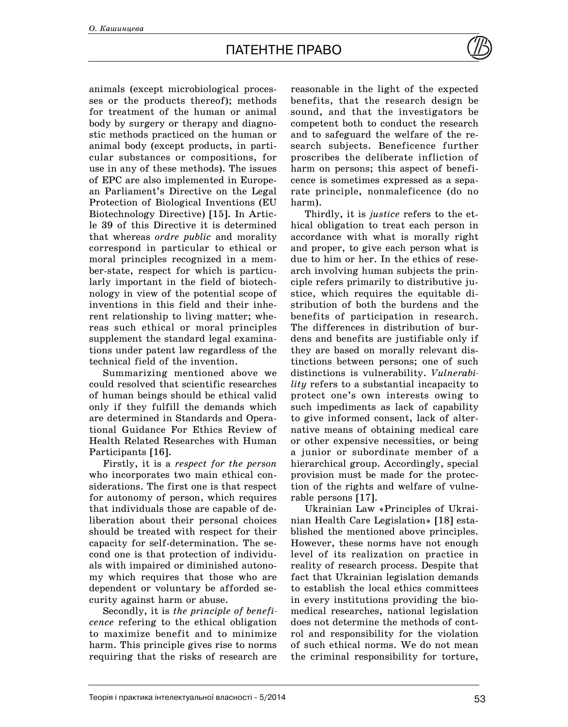animals (except microbiological processes or the products thereof); methods for treatment of the human or animal body by surgery or therapy and diagnostic methods practiced on the human or animal body (except products, in particular substances or compositions, for use in any of these methods). The issues of EPC are also implemented in European Parliament's Directive on the Legal Protection of Biological Inventions (EU Biotechnology Directive) [15]. In Article 39 of this Directive it is determined that whereas *ordre public* and morality correspond in particular to ethical or moral principles recognized in a member-state, respect for which is particularly important in the field of biotechnology in view of the potential scope of inventions in this field and their inherent relationship to living matter; whereas such ethical or moral principles supplement the standard legal examinations under patent law regardless of the technical field of the invention.

Summarizing mentioned above we could resolved that scientific researches of human beings should be ethical valid only if they fulfill the demands which are determined in Standards and Operational Guidance For Ethics Review of Health Related Researches with Human Participants [16].

Firstly, it is a *respect for the person* who incorporates two main ethical considerations. The first one is that respect for autonomy of person, which requires that individuals those are capable of deliberation about their personal choices should be treated with respect for their capacity for self-determination. The second one is that protection of individuals with impaired or diminished autonomy which requires that those who are dependent or voluntary be afforded security against harm or abuse.

Secondly, it is *the principle of beneficence* refering to the ethical obligation to maximize benefit and to minimize harm. This principle gives rise to norms requiring that the risks of research are reasonable in the light of the expected benefits, that the research design be sound, and that the investigators be competent both to conduct the research and to safeguard the welfare of the research subjects. Beneficence further proscribes the deliberate infliction of harm on persons; this aspect of beneficence is sometimes expressed as a separate principle, nonmaleficence (do no harm).

Thirdly, it is *justice* refers to the ethical obligation to treat each person in accordance with what is morally right and proper, to give each person what is due to him or her. In the ethics of research involving human subjects the principle refers primarily to distributive justice, which requires the equitable distribution of both the burdens and the benefits of participation in research. The differences in distribution of burdens and benefits are justifiable only if they are based on morally relevant distinctions between persons; one of such distinctions is vulnerability. *Vulnerability* refers to a substantial incapacity to protect one's own interests owing to such impediments as lack of capability to give informed consent, lack of alternative means of obtaining medical care or other expensive necessities, or being a junior or subordinate member of a hierarchical group. Accordingly, special provision must be made for the protection of the rights and welfare of vulnerable persons [17].

Ukrainian Law «Principles of Ukrainian Health Care Legislation» [18] established the mentioned above principles. However, these norms have not enough level of its realization on practice in reality of research process. Despite that fact that Ukrainian legislation demands to establish the local ethics committees in every institutions providing the biomedical researches, national legislation does not determine the methods of control and responsibility for the violation of such ethical norms. We do not mean the criminal responsibility for torture,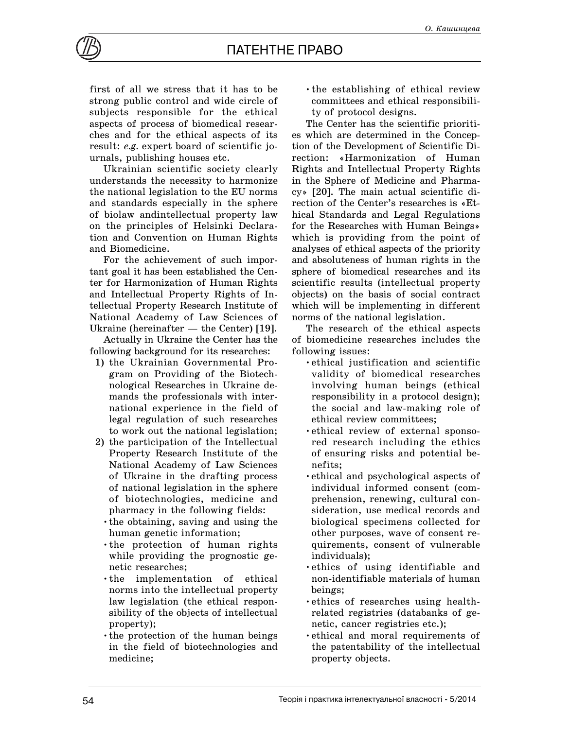first of all we stress that it has to be strong public control and wide circle of subjects responsible for the ethical aspects of process of biomedical researches and for the ethical aspects of its result: *e.g.* expert board of scientific journals, publishing houses etc.

Ukrainian scientific society clearly understands the necessity to harmonize the national legislation to the EU norms and standards especially in the sphere of biolaw andintellectual property law on the principles of Helsinki Declaration and Convention on Human Rights and Biomedicine.

For the achievement of such important goal it has been established the Center for Harmonization of Human Rights and Intellectual Property Rights of Intellectual Property Research Institute of National Academy of Law Sciences of Ukraine (hereinafter — the Center) [19].

Actually in Ukraine the Center has the following background for its researches:

1) the Ukrainian Governmental Program on Providing of the Biotechnological Researches in Ukraine demands the professionals with international experience in the field of legal regulation of such researches to work out the national legislation;
2) the participation of the Intellectual Property Research Institute of the National Academy of Law Sciences of Ukraine in the drafting process of national legislation in the sphere of biotechnologies, medicine and pharmacy in the following fields:
   - the obtaining, saving and using the human genetic information;
   - the protection of human rights while providing the prognostic genetic researches;
   - the implementation of ethical norms into the intellectual property law legislation (the ethical responsibility of the objects of intellectual property);
   - the protection of the human beings in the field of biotechnologies and medicine;
   - the establishing of ethical review committees and ethical responsibility of protocol designs.

The Center has the scientific priorities which are determined in the Conception of the Development of Scientific Direction: «Harmonization of Human Rights and Intellectual Property Rights in the Sphere of Medicine and Pharmacy» [20]. The main actual scientific direction of the Center's researches is «Ethical Standards and Legal Regulations for the Researches with Human Beings» which is providing from the point of analyses of ethical aspects of the priority and absoluteness of human rights in the sphere of biomedical researches and its scientific results (intellectual property objects) on the basis of social contract which will be implementing in different norms of the national legislation.

The research of the ethical aspects of biomedicine researches includes the following issues:

- ethical justification and scientific validity of biomedical researches involving human beings (ethical responsibility in a protocol design); the social and law-making role of ethical review committees;
- ethical review of external sponsored research including the ethics of ensuring risks and potential benefits;
- ethical and psychological aspects of individual informed consent (comprehension, renewing, cultural consideration, use medical records and biological specimens collected for other purposes, wave of consent requirements, consent of vulnerable individuals);
- ethics of using identifiable and non-identifiable materials of human beings;
- ethics of researches using health-related registries (databanks of genetic, cancer registries etc.);
- ethical and moral requirements of the patentability of the intellectual property objects.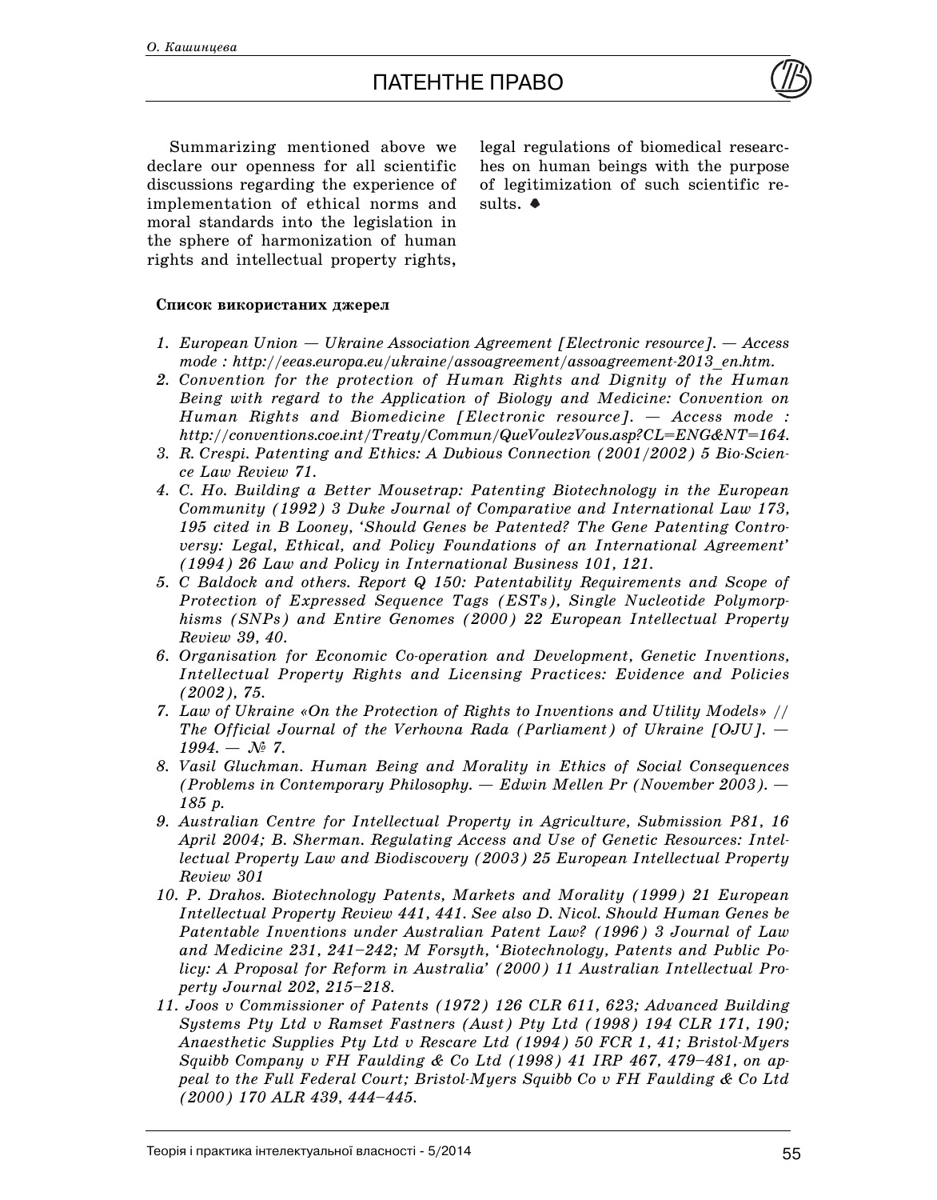Summarizing mentioned above we declare our openness for all scientific discussions regarding the experience of implementation of ethical norms and moral standards into the legislation in the sphere of harmonization of human rights and intellectual property rights, legal regulations of biomedical researches on human beings with the purpose of legitimization of such scientific results. ♠

**Список використаних джерел**

1. *European Union — Ukraine Association Agreement [Electronic resource]. — Access mode : http://eeas.europa.eu/ukraine/assoagreement/assoagreement-2013_en.htm.*
2. *Convention for the protection of Human Rights and Dignity of the Human Being with regard to the Application of Biology and Medicine: Convention on Human Rights and Biomedicine [Electronic resource]. — Access mode : http://conventions.coe.int/Treaty/Commun/QueVoulezVous.asp?CL=ENG&NT=164.*
3. *R. Crespi. Patenting and Ethics: A Dubious Connection (2001/2002) 5 Bio-Science Law Review 71.*
4. *C. Ho. Building a Better Mousetrap: Patenting Biotechnology in the European Community (1992) 3 Duke Journal of Comparative and International Law 173, 195 cited in B Looney, 'Should Genes be Patented? The Gene Patenting Controversy: Legal, Ethical, and Policy Foundations of an International Agreement' (1994) 26 Law and Policy in International Business 101, 121.*
5. *C Baldock and others. Report Q 150: Patentability Requirements and Scope of Protection of Expressed Sequence Tags (ESTs), Single Nucleotide Polymorphisms (SNPs) and Entire Genomes (2000) 22 European Intellectual Property Review 39, 40.*
6. *Organisation for Economic Co-operation and Development, Genetic Inventions, Intellectual Property Rights and Licensing Practices: Evidence and Policies (2002), 75.*
7. *Law of Ukraine «On the Protection of Rights to Inventions and Utility Models» // The Official Journal of the Verhovna Rada (Parliament) of Ukraine [OJU]. — 1994. — № 7.*
8. *Vasil Gluchman. Human Being and Morality in Ethics of Social Consequences (Problems in Contemporary Philosophy. — Edwin Mellen Pr (November 2003). — 185 p.*
9. *Australian Centre for Intellectual Property in Agriculture, Submission P81, 16 April 2004; B. Sherman. Regulating Access and Use of Genetic Resources: Intellectual Property Law and Biodiscovery (2003) 25 European Intellectual Property Review 301*
10. *P. Drahos. Biotechnology Patents, Markets and Morality (1999) 21 European Intellectual Property Review 441, 441. See also D. Nicol. Should Human Genes be Patentable Inventions under Australian Patent Law? (1996) 3 Journal of Law and Medicine 231, 241–242; M Forsyth, 'Biotechnology, Patents and Public Policy: A Proposal for Reform in Australia' (2000) 11 Australian Intellectual Property Journal 202, 215–218.*
11. *Joos v Commissioner of Patents (1972) 126 CLR 611, 623; Advanced Building Systems Pty Ltd v Ramset Fastners (Aust) Pty Ltd (1998) 194 CLR 171, 190; Anaesthetic Supplies Pty Ltd v Rescare Ltd (1994) 50 FCR 1, 41; Bristol-Myers Squibb Company v FH Faulding & Co Ltd (1998) 41 IRP 467, 479–481, on appeal to the Full Federal Court; Bristol-Myers Squibb Co v FH Faulding & Co Ltd (2000) 170 ALR 439, 444–445.*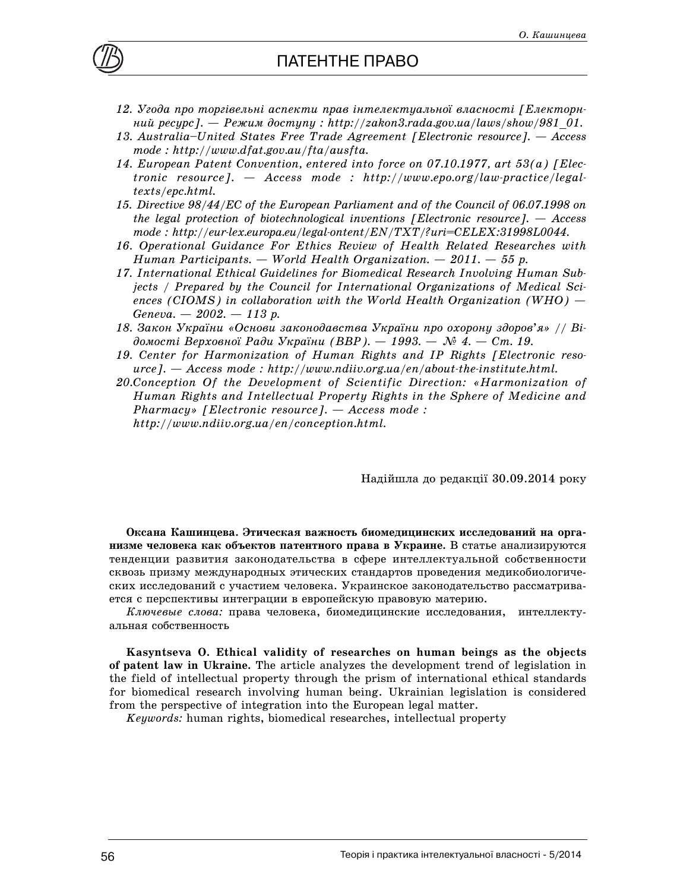12. *Угода про торгівельні аспекти прав інтелектуальної власності [Електорнний ресурс]. — Режим доступу : http://zakon3.rada.gov.ua/laws/show/981_01.*
13. *Australia–United States Free Trade Agreement [Electronic resource]. — Access mode : http://www.dfat.gov.au/fta/ausfta.*
14. *European Patent Convention, entered into force on 07.10.1977, art 53(a) [Electronic resource]. — Access mode : http://www.epo.org/law-practice/legal-texts/epc.html.*
15. *Directive 98/44/EC of the European Parliament and of the Council of 06.07.1998 on the legal protection of biotechnological inventions [Electronic resource]. — Access mode : http://eur-lex.europa.eu/legal-ontent/EN/TXT/?uri=CELEX:31998L0044.*
16. *Operational Guidance For Ethics Review of Health Related Researches with Human Participants. — World Health Organization. — 2011. — 55 p.*
17. *International Ethical Guidelines for Biomedical Research Involving Human Subjects / Prepared by the Council for International Organizations of Medical Sciences (CIOMS) in collaboration with the World Health Organization (WHO) — Geneva. — 2002. — 113 p.*
18. *Закон України «Основи законодавства України про охорону здоров'я» // Відомості Верховної Ради України (ВВР). — 1993. — № 4. — Ст. 19.*
19. *Center for Harmonization of Human Rights and IP Rights [Electronic resource]. — Access mode : http://www.ndiiv.org.ua/en/about-the-institute.html.*
20. *Conception Of the Development of Scientific Direction: «Harmonization of Human Rights and Intellectual Property Rights in the Sphere of Medicine and Pharmacy» [Electronic resource]. — Access mode : http://www.ndiiv.org.ua/en/conception.html.*

Надійшла до редакції 30.09.2014 року

**Оксана Кашинцева. Этическая важность биомедицинских исследований на организме человека как объектов патентного права в Украине.** В статье анализируются тенденции развития законодательства в сфере интеллектуальной собственности сквозь призму международных этических стандартов проведения медикобиологических исследований с участием человека. Украинское законодательство рассматривается с перспективы интеграции в европейскую правовую материю.

*Ключевые слова:* права человека, биомедицинские исследования, интеллектуальная собственность

**Kasyntseva O. Ethical validity of researches on human beings as the objects of patent law in Ukraine.** The article analyzes the development trend of legislation in the field of intellectual property through the prism of international ethical standards for biomedical research involving human being. Ukrainian legislation is considered from the perspective of integration into the European legal matter.

*Keywords:* human rights, biomedical researches, intellectual property